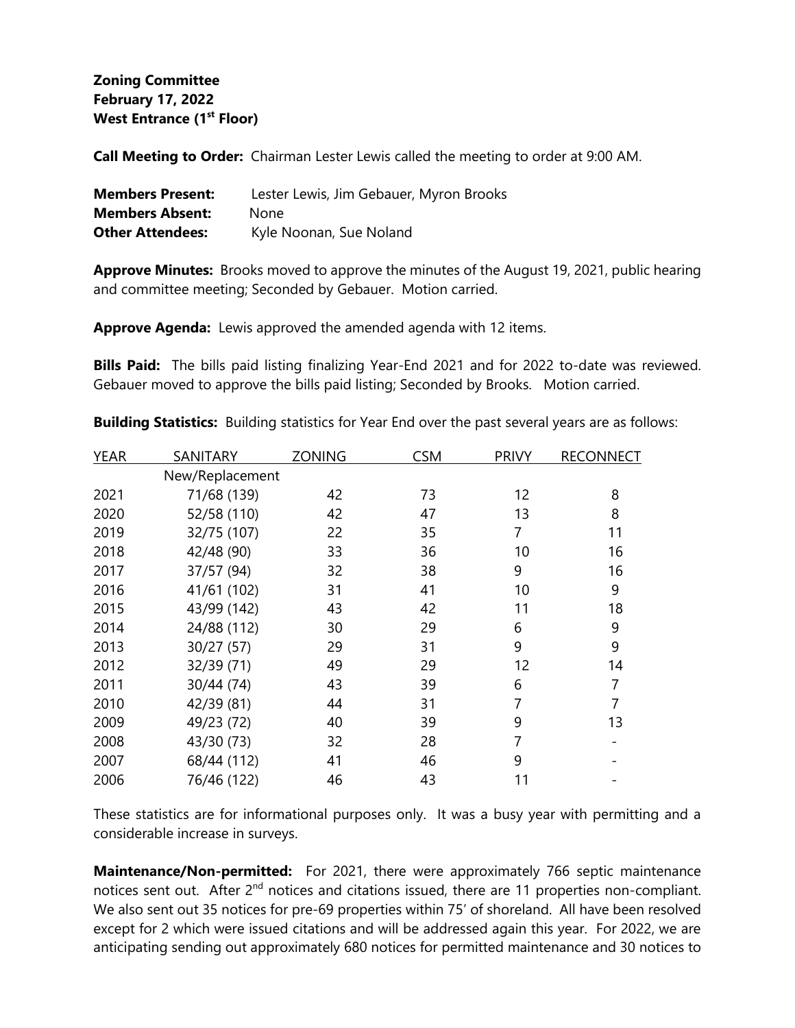**Zoning Committee**
**February 17, 2022**
**West Entrance (1st Floor)**

**Call Meeting to Order:** Chairman Lester Lewis called the meeting to order at 9:00 AM.

**Members Present:** Lester Lewis, Jim Gebauer, Myron Brooks
**Members Absent:** None
**Other Attendees:** Kyle Noonan, Sue Noland

**Approve Minutes:** Brooks moved to approve the minutes of the August 19, 2021, public hearing and committee meeting; Seconded by Gebauer. Motion carried.

**Approve Agenda:** Lewis approved the amended agenda with 12 items.

**Bills Paid:** The bills paid listing finalizing Year-End 2021 and for 2022 to-date was reviewed. Gebauer moved to approve the bills paid listing; Seconded by Brooks. Motion carried.

**Building Statistics:** Building statistics for Year End over the past several years are as follows:

| YEAR | SANITARY New/Replacement | ZONING | CSM | PRIVY | RECONNECT |
|---|---|---|---|---|---|
| 2021 | 71/68 (139) | 42 | 73 | 12 | 8 |
| 2020 | 52/58 (110) | 42 | 47 | 13 | 8 |
| 2019 | 32/75 (107) | 22 | 35 | 7 | 11 |
| 2018 | 42/48 (90) | 33 | 36 | 10 | 16 |
| 2017 | 37/57 (94) | 32 | 38 | 9 | 16 |
| 2016 | 41/61 (102) | 31 | 41 | 10 | 9 |
| 2015 | 43/99 (142) | 43 | 42 | 11 | 18 |
| 2014 | 24/88 (112) | 30 | 29 | 6 | 9 |
| 2013 | 30/27 (57) | 29 | 31 | 9 | 9 |
| 2012 | 32/39 (71) | 49 | 29 | 12 | 14 |
| 2011 | 30/44 (74) | 43 | 39 | 6 | 7 |
| 2010 | 42/39 (81) | 44 | 31 | 7 | 7 |
| 2009 | 49/23 (72) | 40 | 39 | 9 | 13 |
| 2008 | 43/30 (73) | 32 | 28 | 7 | - |
| 2007 | 68/44 (112) | 41 | 46 | 9 | - |
| 2006 | 76/46 (122) | 46 | 43 | 11 | - |

These statistics are for informational purposes only. It was a busy year with permitting and a considerable increase in surveys.

**Maintenance/Non-permitted:** For 2021, there were approximately 766 septic maintenance notices sent out. After 2nd notices and citations issued, there are 11 properties non-compliant. We also sent out 35 notices for pre-69 properties within 75' of shoreland. All have been resolved except for 2 which were issued citations and will be addressed again this year. For 2022, we are anticipating sending out approximately 680 notices for permitted maintenance and 30 notices to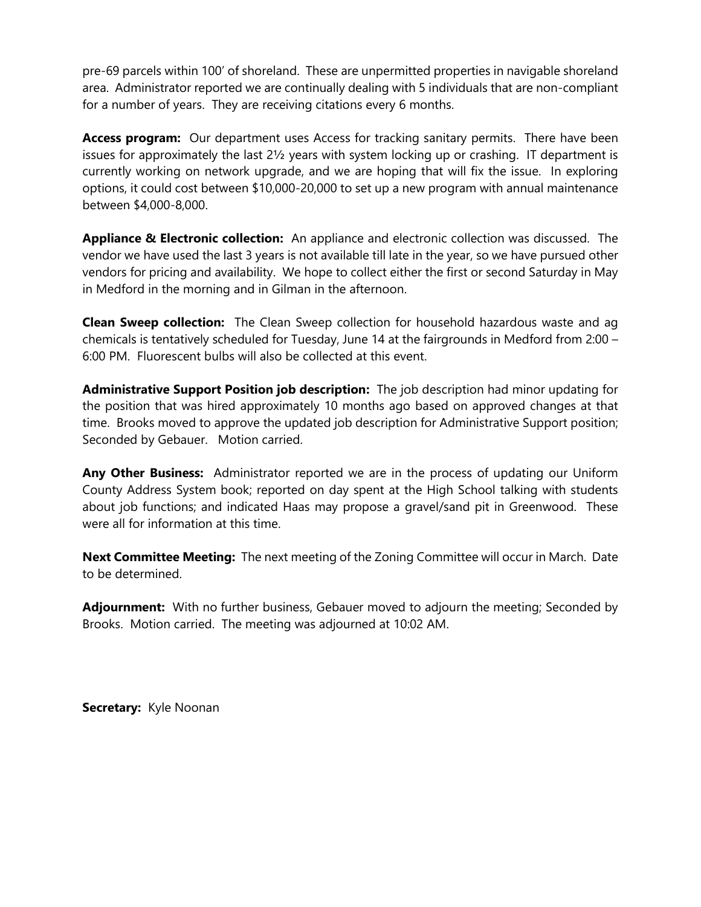pre-69 parcels within 100' of shoreland. These are unpermitted properties in navigable shoreland area. Administrator reported we are continually dealing with 5 individuals that are non-compliant for a number of years. They are receiving citations every 6 months.

**Access program:** Our department uses Access for tracking sanitary permits. There have been issues for approximately the last 2½ years with system locking up or crashing. IT department is currently working on network upgrade, and we are hoping that will fix the issue. In exploring options, it could cost between $10,000-20,000 to set up a new program with annual maintenance between $4,000-8,000.

**Appliance & Electronic collection:** An appliance and electronic collection was discussed. The vendor we have used the last 3 years is not available till late in the year, so we have pursued other vendors for pricing and availability. We hope to collect either the first or second Saturday in May in Medford in the morning and in Gilman in the afternoon.

**Clean Sweep collection:** The Clean Sweep collection for household hazardous waste and ag chemicals is tentatively scheduled for Tuesday, June 14 at the fairgrounds in Medford from 2:00 – 6:00 PM. Fluorescent bulbs will also be collected at this event.

**Administrative Support Position job description:** The job description had minor updating for the position that was hired approximately 10 months ago based on approved changes at that time. Brooks moved to approve the updated job description for Administrative Support position; Seconded by Gebauer. Motion carried.

**Any Other Business:** Administrator reported we are in the process of updating our Uniform County Address System book; reported on day spent at the High School talking with students about job functions; and indicated Haas may propose a gravel/sand pit in Greenwood. These were all for information at this time.

**Next Committee Meeting:** The next meeting of the Zoning Committee will occur in March. Date to be determined.

**Adjournment:** With no further business, Gebauer moved to adjourn the meeting; Seconded by Brooks. Motion carried. The meeting was adjourned at 10:02 AM.

**Secretary:** Kyle Noonan